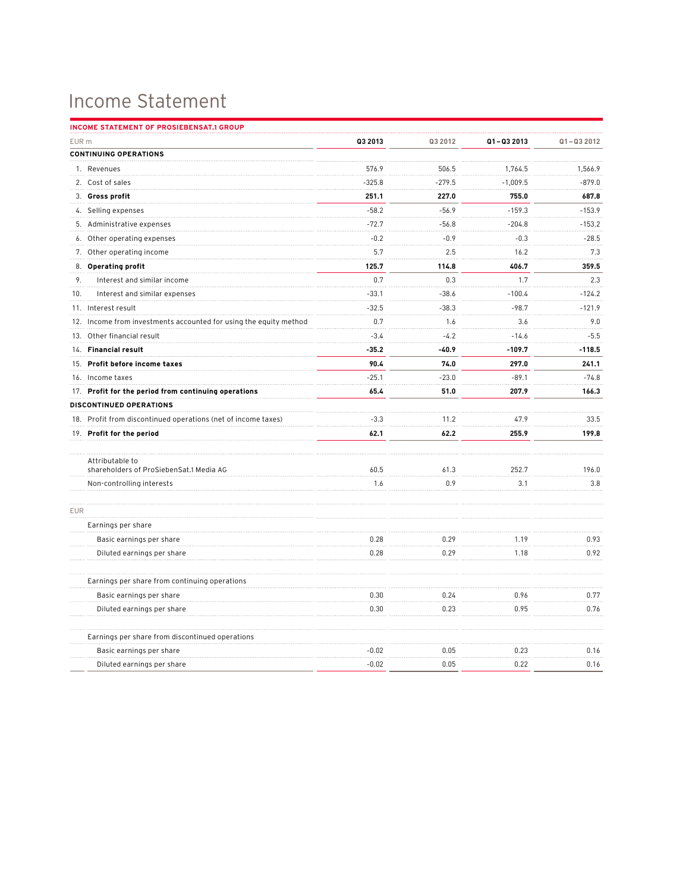# Income Statement

**INCOME STATEMENT OF PROSIEBENSAT.1 GROUP**

| EUR m | Q3 2013 | Q3 2012 | Q1 – Q3 2013 | Q1 – Q3 2012 |
|---|---|---|---|---|
| **CONTINUING OPERATIONS** | | | | |
| 1. Revenues | 576.9 | 506.5 | 1,764.5 | 1,566.9 |
| 2. Cost of sales | -325.8 | -279.5 | -1,009.5 | -879.0 |
| 3. **Gross profit** | **251.1** | **227.0** | **755.0** | **687.8** |
| 4. Selling expenses | -58.2 | -56.9 | -159.3 | -153.9 |
| 5. Administrative expenses | -72.7 | -56.8 | -204.8 | -153.2 |
| 6. Other operating expenses | -0.2 | -0.9 | -0.3 | -28.5 |
| 7. Other operating income | 5.7 | 2.5 | 16.2 | 7.3 |
| 8. **Operating profit** | **125.7** | **114.8** | **406.7** | **359.5** |
| 9. Interest and similar income | 0.7 | 0.3 | 1.7 | 2.3 |
| 10. Interest and similar expenses | -33.1 | -38.6 | -100.4 | -124.2 |
| 11. Interest result | -32.5 | -38.3 | -98.7 | -121.9 |
| 12. Income from investments accounted for using the equity method | 0.7 | 1.6 | 3.6 | 9.0 |
| 13. Other financial result | -3.4 | -4.2 | -14.6 | -5.5 |
| 14. **Financial result** | **-35.2** | **-40.9** | **-109.7** | **-118.5** |
| 15. **Profit before income taxes** | **90.4** | **74.0** | **297.0** | **241.1** |
| 16. Income taxes | -25.1 | -23.0 | -89.1 | -74.8 |
| 17. **Profit for the period from continuing operations** | **65.4** | **51.0** | **207.9** | **166.3** |
| **DISCONTINUED OPERATIONS** | | | | |
| 18. Profit from discontinued operations (net of income taxes) | -3.3 | 11.2 | 47.9 | 33.5 |
| 19. **Profit for the period** | **62.1** | **62.2** | **255.9** | **199.8** |
| Attributable to shareholders of ProSiebenSat.1 Media AG | 60.5 | 61.3 | 252.7 | 196.0 |
| Non-controlling interests | 1.6 | 0.9 | 3.1 | 3.8 |
| EUR | | | | |
| Earnings per share | | | | |
| Basic earnings per share | 0.28 | 0.29 | 1.19 | 0.93 |
| Diluted earnings per share | 0.28 | 0.29 | 1.18 | 0.92 |
| Earnings per share from continuing operations | | | | |
| Basic earnings per share | 0.30 | 0.24 | 0.96 | 0.77 |
| Diluted earnings per share | 0.30 | 0.23 | 0.95 | 0.76 |
| Earnings per share from discontinued operations | | | | |
| Basic earnings per share | -0.02 | 0.05 | 0.23 | 0.16 |
| Diluted earnings per share | -0.02 | 0.05 | 0.22 | 0.16 |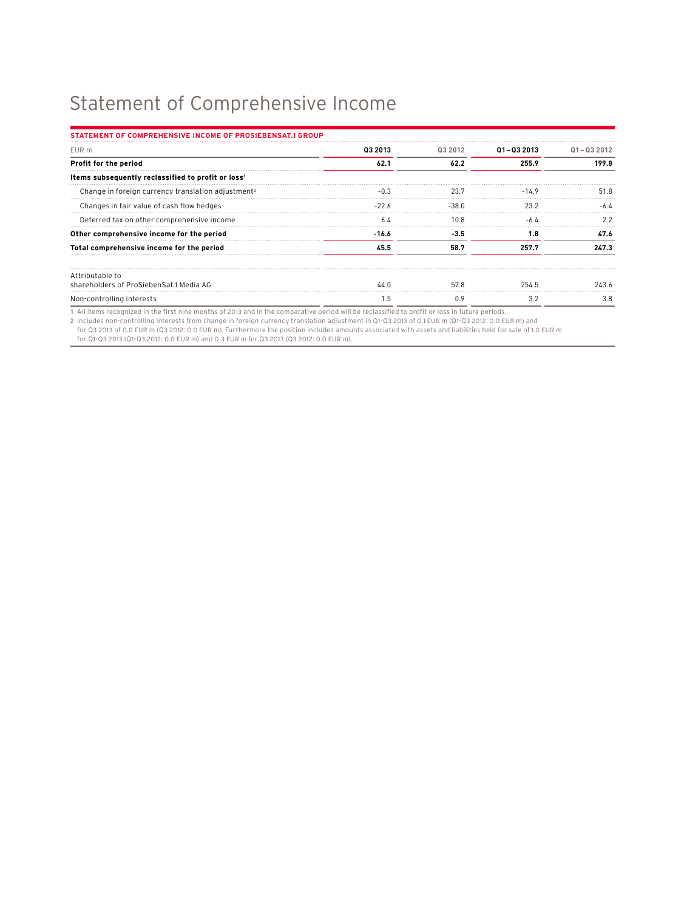# Statement of Comprehensive Income

**STATEMENT OF COMPREHENSIVE INCOME OF PROSIEBENSAT.1 GROUP**

| EUR m | Q3 2013 | Q3 2012 | Q1 – Q3 2013 | Q1 – Q3 2012 |
|---|---|---|---|---|
| **Profit for the period** | **62.1** | **62.2** | **255.9** | **199.8** |
| **Items subsequently reclassified to profit or loss**[1] | | | | |
| Change in foreign currency translation adjustment[2] | -0.3 | 23.7 | -14.9 | 51.8 |
| Changes in fair value of cash flow hedges | -22.6 | -38.0 | 23.2 | -6.4 |
| Deferred tax on other comprehensive income | 6.4 | 10.8 | -6.4 | 2.2 |
| **Other comprehensive income for the period** | **-16.6** | **-3.5** | **1.8** | **47.6** |
| **Total comprehensive income for the period** | **45.5** | **58.7** | **257.7** | **247.3** |
| | | | | |
| Attributable to shareholders of ProSiebenSat.1 Media AG | 44.0 | 57.8 | 254.5 | 243.6 |
| Non-controlling interests | 1.5 | 0.9 | 3.2 | 3.8 |

1 All items recognized in the first nine months of 2013 and in the comparative period will be reclassified to profit or loss in future periods.
2 Includes non-controlling interests from change in foreign currency translation adjustment in Q1-Q3 2013 of 0.1 EUR m (Q1-Q3 2012: 0.0 EUR m) and for Q3 2013 of 0.0 EUR m (Q3 2012: 0.0 EUR m). Furthermore the position includes amounts associated with assets and liabilities held for sale of 1.0 EUR m for Q1-Q3 2013 (Q1-Q3 2012: 0.0 EUR m) and 0.3 EUR m for Q3 2013 (Q3 2012: 0.0 EUR m).